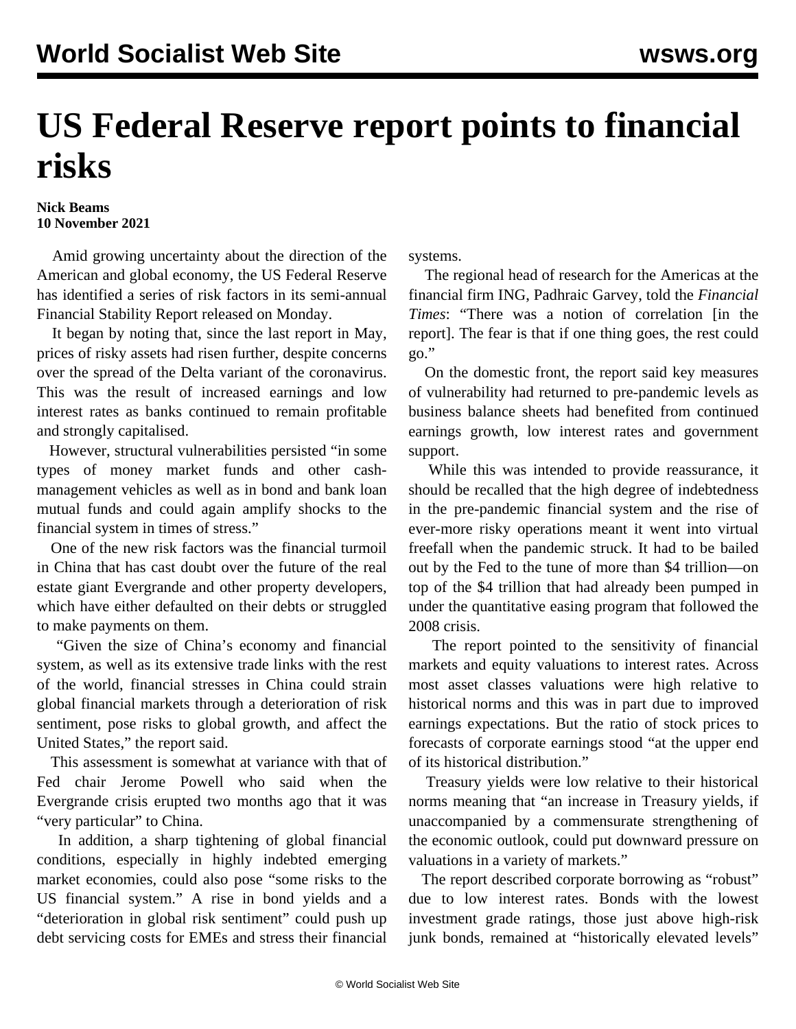# US Federal Reserve report points to financial risks

**Nick Beams**
**10 November 2021**

Amid growing uncertainty about the direction of the American and global economy, the US Federal Reserve has identified a series of risk factors in its semi-annual Financial Stability Report released on Monday.

It began by noting that, since the last report in May, prices of risky assets had risen further, despite concerns over the spread of the Delta variant of the coronavirus. This was the result of increased earnings and low interest rates as banks continued to remain profitable and strongly capitalised.

However, structural vulnerabilities persisted "in some types of money market funds and other cash-management vehicles as well as in bond and bank loan mutual funds and could again amplify shocks to the financial system in times of stress."

One of the new risk factors was the financial turmoil in China that has cast doubt over the future of the real estate giant Evergrande and other property developers, which have either defaulted on their debts or struggled to make payments on them.

"Given the size of China's economy and financial system, as well as its extensive trade links with the rest of the world, financial stresses in China could strain global financial markets through a deterioration of risk sentiment, pose risks to global growth, and affect the United States," the report said.

This assessment is somewhat at variance with that of Fed chair Jerome Powell who said when the Evergrande crisis erupted two months ago that it was "very particular" to China.

In addition, a sharp tightening of global financial conditions, especially in highly indebted emerging market economies, could also pose "some risks to the US financial system." A rise in bond yields and a "deterioration in global risk sentiment" could push up debt servicing costs for EMEs and stress their financial systems.

The regional head of research for the Americas at the financial firm ING, Padhraic Garvey, told the *Financial Times*: "There was a notion of correlation [in the report]. The fear is that if one thing goes, the rest could go."

On the domestic front, the report said key measures of vulnerability had returned to pre-pandemic levels as business balance sheets had benefited from continued earnings growth, low interest rates and government support.

While this was intended to provide reassurance, it should be recalled that the high degree of indebtedness in the pre-pandemic financial system and the rise of ever-more risky operations meant it went into virtual freefall when the pandemic struck. It had to be bailed out by the Fed to the tune of more than $4 trillion—on top of the $4 trillion that had already been pumped in under the quantitative easing program that followed the 2008 crisis.

The report pointed to the sensitivity of financial markets and equity valuations to interest rates. Across most asset classes valuations were high relative to historical norms and this was in part due to improved earnings expectations. But the ratio of stock prices to forecasts of corporate earnings stood "at the upper end of its historical distribution."

Treasury yields were low relative to their historical norms meaning that "an increase in Treasury yields, if unaccompanied by a commensurate strengthening of the economic outlook, could put downward pressure on valuations in a variety of markets."

The report described corporate borrowing as "robust" due to low interest rates. Bonds with the lowest investment grade ratings, those just above high-risk junk bonds, remained at "historically elevated levels"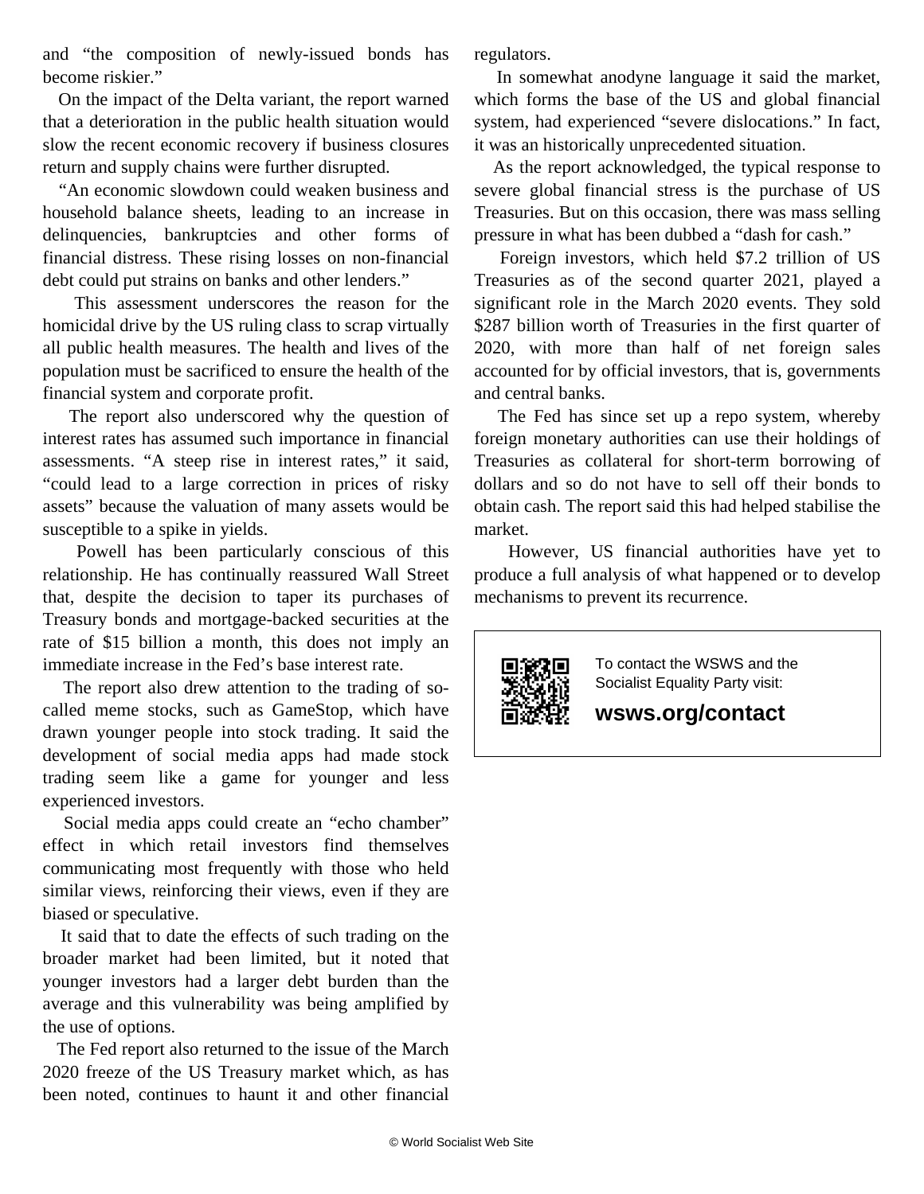and "the composition of newly-issued bonds has become riskier."

On the impact of the Delta variant, the report warned that a deterioration in the public health situation would slow the recent economic recovery if business closures return and supply chains were further disrupted.

"An economic slowdown could weaken business and household balance sheets, leading to an increase in delinquencies, bankruptcies and other forms of financial distress. These rising losses on non-financial debt could put strains on banks and other lenders."

This assessment underscores the reason for the homicidal drive by the US ruling class to scrap virtually all public health measures. The health and lives of the population must be sacrificed to ensure the health of the financial system and corporate profit.

The report also underscored why the question of interest rates has assumed such importance in financial assessments. "A steep rise in interest rates," it said, "could lead to a large correction in prices of risky assets" because the valuation of many assets would be susceptible to a spike in yields.

Powell has been particularly conscious of this relationship. He has continually reassured Wall Street that, despite the decision to taper its purchases of Treasury bonds and mortgage-backed securities at the rate of $15 billion a month, this does not imply an immediate increase in the Fed's base interest rate.

The report also drew attention to the trading of so-called meme stocks, such as GameStop, which have drawn younger people into stock trading. It said the development of social media apps had made stock trading seem like a game for younger and less experienced investors.

Social media apps could create an "echo chamber" effect in which retail investors find themselves communicating most frequently with those who held similar views, reinforcing their views, even if they are biased or speculative.

It said that to date the effects of such trading on the broader market had been limited, but it noted that younger investors had a larger debt burden than the average and this vulnerability was being amplified by the use of options.

The Fed report also returned to the issue of the March 2020 freeze of the US Treasury market which, as has been noted, continues to haunt it and other financial regulators.

In somewhat anodyne language it said the market, which forms the base of the US and global financial system, had experienced "severe dislocations." In fact, it was an historically unprecedented situation.

As the report acknowledged, the typical response to severe global financial stress is the purchase of US Treasuries. But on this occasion, there was mass selling pressure in what has been dubbed a "dash for cash."

Foreign investors, which held $7.2 trillion of US Treasuries as of the second quarter 2021, played a significant role in the March 2020 events. They sold $287 billion worth of Treasuries in the first quarter of 2020, with more than half of net foreign sales accounted for by official investors, that is, governments and central banks.

The Fed has since set up a repo system, whereby foreign monetary authorities can use their holdings of Treasuries as collateral for short-term borrowing of dollars and so do not have to sell off their bonds to obtain cash. The report said this had helped stabilise the market.

However, US financial authorities have yet to produce a full analysis of what happened or to develop mechanisms to prevent its recurrence.

To contact the WSWS and the Socialist Equality Party visit:

**wsws.org/contact**